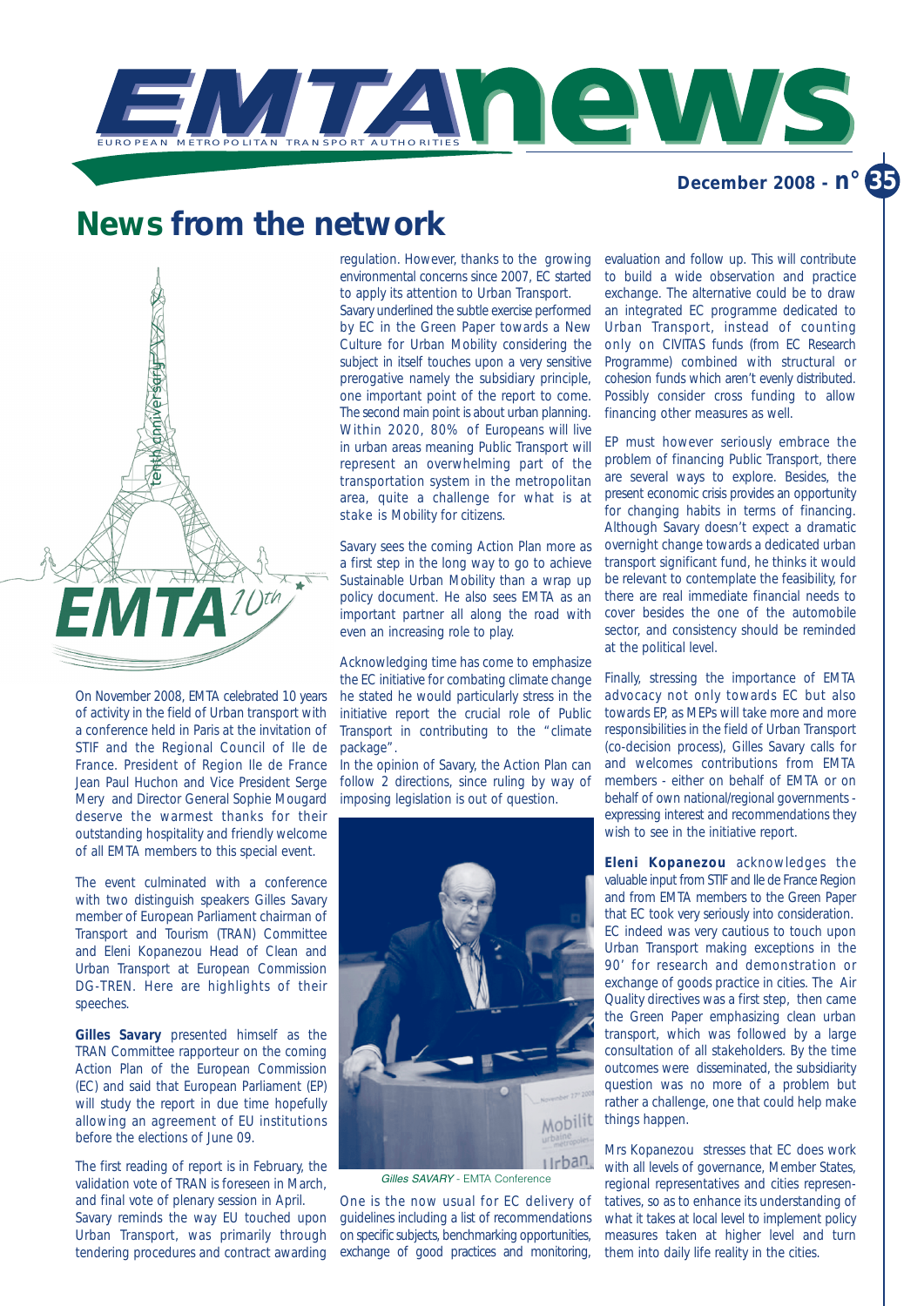# EMTA news

EUROPEAN METROPOLITAN TRANSPORT AUTHORITIES

**December 2008 - n° 35**

## News from the network

On November 2008, EMTA celebrated 10 years of activity in the field of Urban transport with a conference held in Paris at the invitation of STIF and the Regional Council of Ile de France. President of Region Ile de France Jean Paul Huchon and Vice President Serge Mery and Director General Sophie Mougard deserve the warmest thanks for their outstanding hospitality and friendly welcome of all EMTA members to this special event.

The event culminated with a conference with two distinguish speakers Gilles Savary member of European Parliament chairman of Transport and Tourism (TRAN) Committee and Eleni Kopanezou Head of Clean and Urban Transport at European Commission DG-TREN. Here are highlights of their speeches.

**Gilles Savary** presented himself as the TRAN Committee rapporteur on the coming Action Plan of the European Commission (EC) and said that European Parliament (EP) will study the report in due time hopefully allowing an agreement of EU institutions before the elections of June 09.

The first reading of report is in February, the validation vote of TRAN is foreseen in March, and final vote of plenary session in April.

Savary reminds the way EU touched upon Urban Transport, was primarily through tendering procedures and contract awarding regulation. However, thanks to the growing environmental concerns since 2007, EC started to apply its attention to Urban Transport.

Savary underlined the subtle exercise performed by EC in the Green Paper towards a New Culture for Urban Mobility considering the subject in itself touches upon a very sensitive prerogative namely the subsidiary principle, one important point of the report to come. The second main point is about urban planning. Within 2020, 80% of Europeans will live in urban areas meaning Public Transport will represent an overwhelming part of the transportation system in the metropolitan area, quite a challenge for what is at stake is Mobility for citizens.

Savary sees the coming Action Plan more as a first step in the long way to go to achieve Sustainable Urban Mobility than a wrap up policy document. He also sees EMTA as an important partner all along the road with even an increasing role to play.

Acknowledging time has come to emphasize the EC initiative for combating climate change he stated he would particularly stress in the initiative report the crucial role of Public Transport in contributing to the "climate package".

In the opinion of Savary, the Action Plan can follow 2 directions, since ruling by way of imposing legislation is out of question.

*Gilles SAVARY* - EMTA Conference

One is the now usual for EC delivery of guidelines including a list of recommendations on specific subjects, benchmarking opportunities, exchange of good practices and monitoring, evaluation and follow up. This will contribute to build a wide observation and practice exchange. The alternative could be to draw an integrated EC programme dedicated to Urban Transport, instead of counting only on CIVITAS funds (from EC Research Programme) combined with structural or cohesion funds which aren't evenly distributed. Possibly consider cross funding to allow financing other measures as well.

EP must however seriously embrace the problem of financing Public Transport, there are several ways to explore. Besides, the present economic crisis provides an opportunity for changing habits in terms of financing. Although Savary doesn't expect a dramatic overnight change towards a dedicated urban transport significant fund, he thinks it would be relevant to contemplate the feasibility, for there are real immediate financial needs to cover besides the one of the automobile sector, and consistency should be reminded at the political level.

Finally, stressing the importance of EMTA advocacy not only towards EC but also towards EP, as MEPs will take more and more responsibilities in the field of Urban Transport (co-decision process), Gilles Savary calls for and welcomes contributions from EMTA members - either on behalf of EMTA or on behalf of own national/regional governments - expressing interest and recommendations they wish to see in the initiative report.

**Eleni Kopanezou** acknowledges the valuable input from STIF and Ile de France Region and from EMTA members to the Green Paper that EC took very seriously into consideration. EC indeed was very cautious to touch upon Urban Transport making exceptions in the 90' for research and demonstration or exchange of goods practice in cities. The Air Quality directives was a first step, then came the Green Paper emphasizing clean urban transport, which was followed by a large consultation of all stakeholders. By the time outcomes were disseminated, the subsidiarity question was no more of a problem but rather a challenge, one that could help make things happen.

Mrs Kopanezou stresses that EC does work with all levels of governance, Member States, regional representatives and cities representatives, so as to enhance its understanding of what it takes at local level to implement policy measures taken at higher level and turn them into daily life reality in the cities.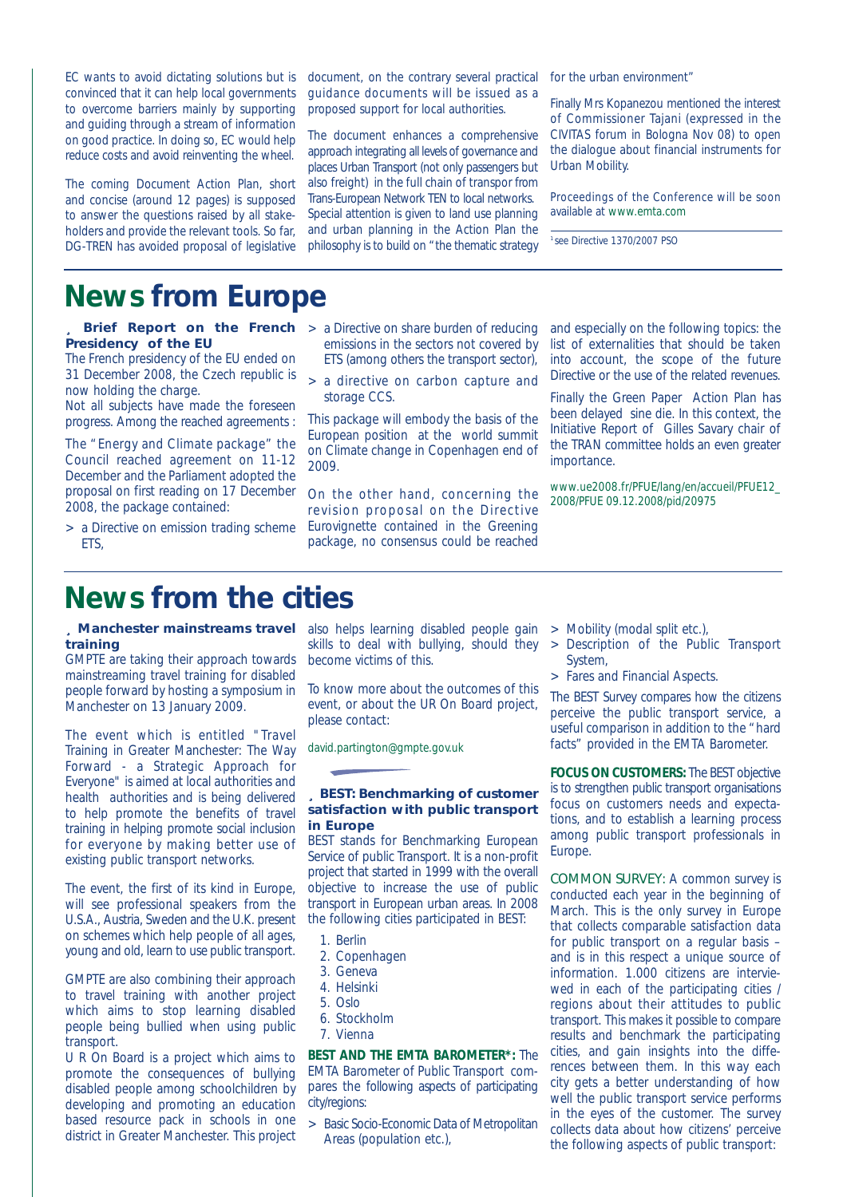EC wants to avoid dictating solutions but is convinced that it can help local governments to overcome barriers mainly by supporting and guiding through a stream of information on good practice. In doing so, EC would help reduce costs and avoid reinventing the wheel.

The coming Document Action Plan, short and concise (around 12 pages) is supposed to answer the questions raised by all stakeholders and provide the relevant tools. So far, DG-TREN has avoided proposal of legislative document, on the contrary several practical guidance documents will be issued as a proposed support for local authorities.

The document enhances a comprehensive approach integrating all levels of governance and places Urban Transport (not only passengers but also freight) in the full chain of transpor from Trans-European Network TEN to local networks. Special attention is given to land use planning and urban planning in the Action Plan the philosophy is to build on "the thematic strategy for the urban environment"

Finally Mrs Kopanezou mentioned the interest of Commissioner Tajani (expressed in the CIVITAS forum in Bologna Nov 08) to open the dialogue about financial instruments for Urban Mobility.

Proceedings of the Conference will be soon available at www.emta.com

[1] see Directive 1370/2007 PSO

# News from Europe

### Brief Report on the French Presidency of the EU

The French presidency of the EU ended on 31 December 2008, the Czech republic is now holding the charge.

Not all subjects have made the foreseen progress. Among the reached agreements :

The "Energy and Climate package" the Council reached agreement on 11-12 December and the Parliament adopted the proposal on first reading on 17 December 2008, the package contained:

- a Directive on emission trading scheme ETS,
- a Directive on share burden of reducing emissions in the sectors not covered by ETS (among others the transport sector),
- a directive on carbon capture and storage CCS.

This package will embody the basis of the European position at the world summit on Climate change in Copenhagen end of 2009.

On the other hand, concerning the revision proposal on the Directive Eurovignette contained in the Greening package, no consensus could be reached and especially on the following topics: the list of externalities that should be taken into account, the scope of the future Directive or the use of the related revenues.

Finally the Green Paper Action Plan has been delayed sine die. In this context, the Initiative Report of Gilles Savary chair of the TRAN committee holds an even greater importance.

www.ue2008.fr/PFUE/lang/en/accueil/PFUE12_2008/PFUE 09.12.2008/pid/20975

# News from the cities

### Manchester mainstreams travel training

GMPTE are taking their approach towards mainstreaming travel training for disabled people forward by hosting a symposium in Manchester on 13 January 2009.

The event which is entitled "Travel Training in Greater Manchester: The Way Forward - a Strategic Approach for Everyone" is aimed at local authorities and health authorities and is being delivered to help promote the benefits of travel training in helping promote social inclusion for everyone by making better use of existing public transport networks.

The event, the first of its kind in Europe, will see professional speakers from the U.S.A., Austria, Sweden and the U.K. present on schemes which help people of all ages, young and old, learn to use public transport.

GMPTE are also combining their approach to travel training with another project which aims to stop learning disabled people being bullied when using public transport.

U R On Board is a project which aims to promote the consequences of bullying disabled people among schoolchildren by developing and promoting an education based resource pack in schools in one district in Greater Manchester. This project also helps learning disabled people gain skills to deal with bullying, should they become victims of this.

To know more about the outcomes of this event, or about the UR On Board project, please contact:

david.partington@gmpte.gov.uk

### BEST: Benchmarking of customer satisfaction with public transport in Europe

BEST stands for Benchmarking European Service of public Transport. It is a non-profit project that started in 1999 with the overall objective to increase the use of public transport in European urban areas. In 2008 the following cities participated in BEST:

1. Berlin
2. Copenhagen
3. Geneva
4. Helsinki
5. Oslo
6. Stockholm
7. Vienna

**BEST AND THE EMTA BAROMETER*:** The EMTA Barometer of Public Transport compares the following aspects of participating city/regions:

- Basic Socio-Economic Data of Metropolitan Areas (population etc.),
- Mobility (modal split etc.),
- Description of the Public Transport System,
- Fares and Financial Aspects.

The BEST Survey compares how the citizens perceive the public transport service, a useful comparison in addition to the "hard facts" provided in the EMTA Barometer.

**FOCUS ON CUSTOMERS:** The BEST objective is to strengthen public transport organisations focus on customers needs and expectations, and to establish a learning process among public transport professionals in Europe.

COMMON SURVEY: A common survey is conducted each year in the beginning of March. This is the only survey in Europe that collects comparable satisfaction data for public transport on a regular basis – and is in this respect a unique source of information. 1.000 citizens are interviewed in each of the participating cities / regions about their attitudes to public transport. This makes it possible to compare results and benchmark the participating cities, and gain insights into the differences between them. In this way each city gets a better understanding of how well the public transport service performs in the eyes of the customer. The survey collects data about how citizens' perceive the following aspects of public transport: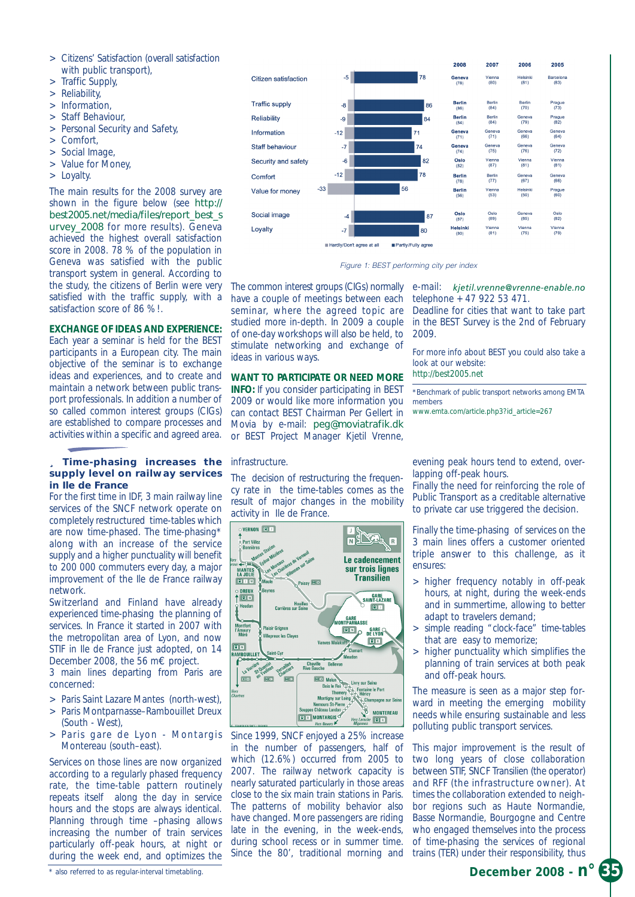- > Citizens' Satisfaction (overall satisfaction with public transport),
- > Traffic Supply,
- > Reliability,
- > Information,
- > Staff Behaviour,
- > Personal Security and Safety,
- > Comfort,
- > Social Image,
- > Value for Money,
- > Loyalty.

The main results for the 2008 survey are shown in the figure below (see http://best2005.net/media/files/report_best_survey_2008 for more results). Geneva achieved the highest overall satisfaction score in 2008. 78 % of the population in Geneva was satisfied with the public transport system in general. According to the study, the citizens of Berlin were very satisfied with the traffic supply, with a satisfaction score of 86 %!.

Citizen satisfaction -5 78
Traffic supply -8 86
Reliability -9 84
Information -12 71
Staff behaviour -7 74
Security and safety -6 82
Comfort -12 78
Value for money -33 56
Social image -4 87
Loyalty -7 80

■ Hardly/Don't agree at all ■ Partly/Fully agree

| | 2008 | 2007 | 2006 | 2005 |
|---|---|---|---|---|
| Citizen satisfaction | Geneva (78) | Vienna (80) | Helsinki (81) | Barcelona (83) |
| Traffic supply | Berlin (86) | Berlin (84) | Berlin (70) | Prague (73) |
| Reliability | Berlin (84) | Berlin (84) | Geneva (79) | Prague (82) |
| Information | Geneva (71) | Geneva (71) | Geneva (66) | Geneva (64) |
| Staff behaviour | Geneva (74) | Geneva (75) | Geneva (76) | Geneva (72) |
| Security and safety | Oslo (82) | Vienna (87) | Vienna (81) | Vienna (81) |
| Comfort | Berlin (78) | Berlin (77) | Geneva (67) | Geneva (66) |
| Value for money | Berlin (56) | Vienna (53) | Helsinki (50) | Prague (60) |
| Social image | Oslo (87) | Oslo (89) | Geneva (85) | Oslo (82) |
| Loyalty | Helsinki (80) | Vienna (81) | Vienna (75) | Vienna (79) |

*Figure 1: BEST performing city per index*

**EXCHANGE OF IDEAS AND EXPERIENCE:** Each year a seminar is held for the BEST participants in a European city. The main objective of the seminar is to exchange ideas and experiences, and to create and maintain a network between public transport professionals. In addition a number of so called common interest groups (CIGs) are established to compare processes and activities within a specific and agreed area.

The common interest groups (CIGs) normally have a couple of meetings between each seminar, where the agreed topic are studied more in-depth. In 2009 a couple of one-day workshops will also be held, to stimulate networking and exchange of ideas in various ways.

**WANT TO PARTICIPATE OR NEED MORE INFO:** If you consider participating in BEST 2009 or would like more information you can contact BEST Chairman Per Gellert in Movia by e-mail: peg@moviatrafik.dk or BEST Project Manager Kjetil Vrenne, e-mail: *kjetil.vrenne@vrenne-enable.no* telephone + 47 922 53 471.

Deadline for cities that want to take part in the BEST Survey is the 2nd of February 2009.

For more info about BEST you could also take a look at our website: http://best2005.net

*Benchmark of public transport networks among EMTA members
www.emta.com/article.php3?id_article=267

## Time-phasing increases the supply level on railway services in Ile de France

For the first time in IDF, 3 main railway line services of the SNCF network operate on time-tables which are now time-phased. The time-phasing* along with an increase of the service supply and a higher punctuality will benefit to 200 000 commuters every day, a major improvement of the Ile de France railway network.

Switzerland and Finland have already experienced time-phasing the planning of services. In France it started in 2007 with the metropolitan area of Lyon, and now STIF in Ile de France just adopted, on 14 December 2008, the 56 m€ project.

3 main lines departing from Paris are concerned:

- > Paris Saint Lazare Mantes (north-west),
- > Paris Montparnasse–Rambouillet Dreux (South - West),
- > Paris gare de Lyon - Montargis Montereau (south–east).

Services on those lines are now organized according to a regularly phased frequency rate, the time-table pattern routinely repeats itself along the day in service hours and the stops are always identical. Planning through time –phasing allows increasing the number of train services particularly off-peak hours, at night or during the week end, and optimizes the infrastructure.

The decision of restructuring the frequency rate in the time-tables comes as the result of major changes in the mobility activity in Ile de France.

Le cadencement sur trois lignes Transilien

Since 1999, SNCF enjoyed a 25% increase in the number of passengers, half of which (12.6%) occurred from 2005 to 2007. The railway network capacity is nearly saturated particularly in those areas close to the six main train stations in Paris. The patterns of mobility behavior also have changed. More passengers are riding late in the evening, in the week-ends, during school recess or in summer time. Since the 80', traditional morning and evening peak hours tend to extend, overlapping off-peak hours.

Finally the need for reinforcing the role of Public Transport as a creditable alternative to private car use triggered the decision.

Finally the time-phasing of services on the 3 main lines offers a customer oriented triple answer to this challenge, as it ensures:

- > higher frequency notably in off-peak hours, at night, during the week-ends and in summertime, allowing to better adapt to travelers demand;
- > simple reading "clock-face" time-tables that are easy to memorize;
- > higher punctuality which simplifies the planning of train services at both peak and off-peak hours.

The measure is seen as a major step forward in meeting the emerging mobility needs while ensuring sustainable and less polluting public transport services.

This major improvement is the result of two long years of close collaboration between STIF, SNCF Transilien (the operator) and RFF (the infrastructure owner). At times the collaboration extended to neighbor regions such as Haute Normandie, Basse Normandie, Bourgogne and Centre who engaged themselves into the process of time-phasing the services of regional trains (TER) under their responsibility, thus

\* also referred to as regular-interval timetabling.